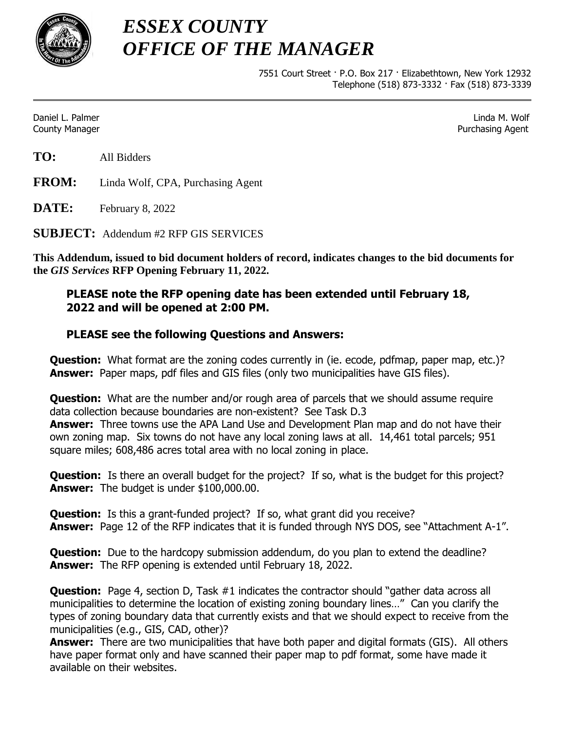# *ESSEX COUNTY*
# *OFFICE OF THE MANAGER*

7551 Court Street · P.O. Box 217 · Elizabethtown, New York 12932
Telephone (518) 873-3332 · Fax (518) 873-3339

---

Daniel L. Palmer
County Manager

Linda M. Wolf
Purchasing Agent

**TO:** All Bidders

**FROM:** Linda Wolf, CPA, Purchasing Agent

**DATE:** February 8, 2022

**SUBJECT:** Addendum #2 RFP GIS SERVICES

**This Addendum, issued to bid document holders of record, indicates changes to the bid documents for the *GIS Services* RFP Opening February 11, 2022.**

**PLEASE note the RFP opening date has been extended until February 18, 2022 and will be opened at 2:00 PM.**

**PLEASE see the following Questions and Answers:**

**Question:** What format are the zoning codes currently in (ie. ecode, pdfmap, paper map, etc.)?
**Answer:** Paper maps, pdf files and GIS files (only two municipalities have GIS files).

**Question:** What are the number and/or rough area of parcels that we should assume require data collection because boundaries are non-existent? See Task D.3
**Answer:** Three towns use the APA Land Use and Development Plan map and do not have their own zoning map. Six towns do not have any local zoning laws at all. 14,461 total parcels; 951 square miles; 608,486 acres total area with no local zoning in place.

**Question:** Is there an overall budget for the project? If so, what is the budget for this project?
**Answer:** The budget is under $100,000.00.

**Question:** Is this a grant-funded project? If so, what grant did you receive?
**Answer:** Page 12 of the RFP indicates that it is funded through NYS DOS, see "Attachment A-1".

**Question:** Due to the hardcopy submission addendum, do you plan to extend the deadline?
**Answer:** The RFP opening is extended until February 18, 2022.

**Question:** Page 4, section D, Task #1 indicates the contractor should "gather data across all municipalities to determine the location of existing zoning boundary lines…" Can you clarify the types of zoning boundary data that currently exists and that we should expect to receive from the municipalities (e.g., GIS, CAD, other)?
**Answer:** There are two municipalities that have both paper and digital formats (GIS). All others have paper format only and have scanned their paper map to pdf format, some have made it available on their websites.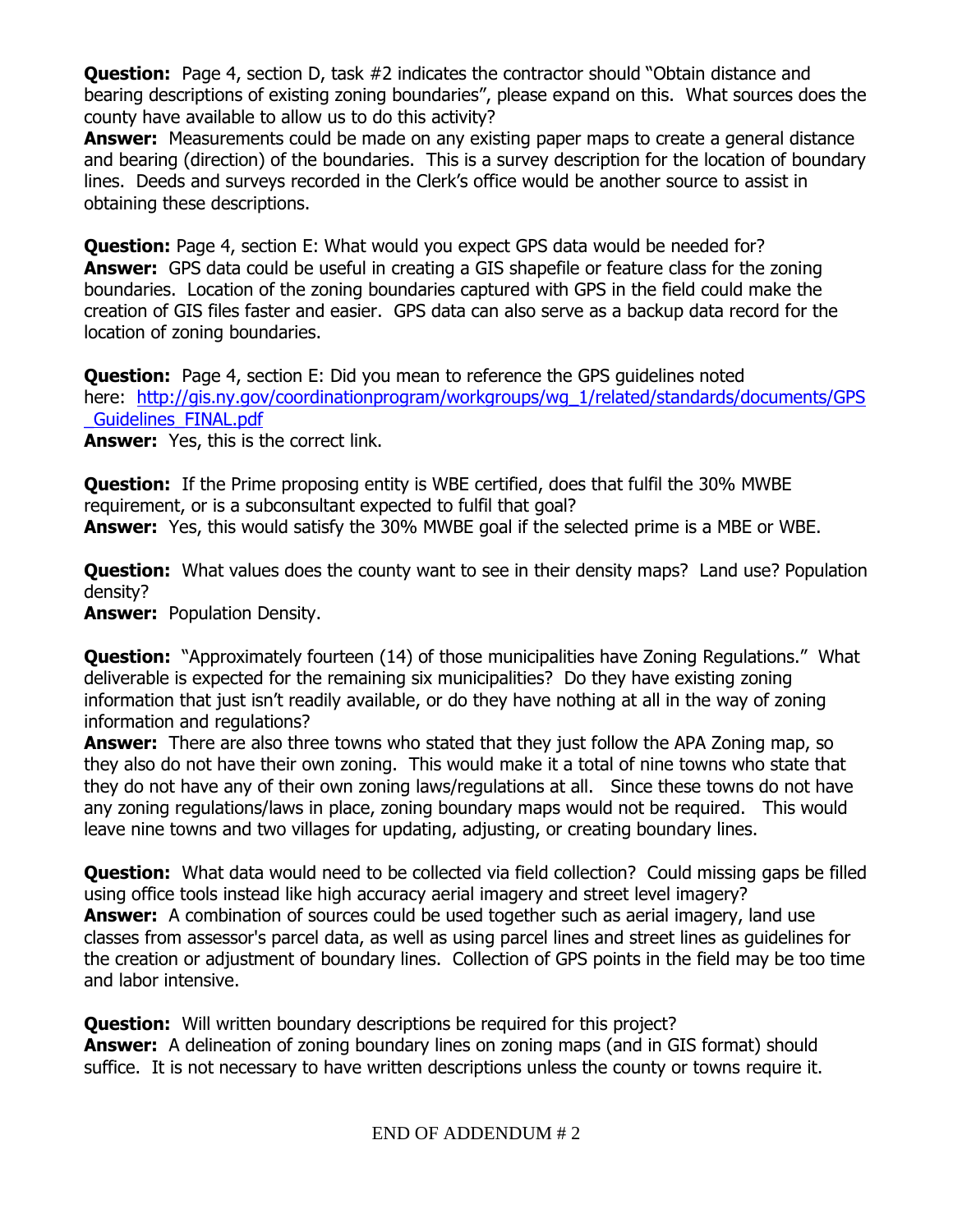**Question:** Page 4, section D, task #2 indicates the contractor should "Obtain distance and bearing descriptions of existing zoning boundaries", please expand on this. What sources does the county have available to allow us to do this activity?
**Answer:** Measurements could be made on any existing paper maps to create a general distance and bearing (direction) of the boundaries. This is a survey description for the location of boundary lines. Deeds and surveys recorded in the Clerk's office would be another source to assist in obtaining these descriptions.

**Question:** Page 4, section E: What would you expect GPS data would be needed for?
**Answer:** GPS data could be useful in creating a GIS shapefile or feature class for the zoning boundaries. Location of the zoning boundaries captured with GPS in the field could make the creation of GIS files faster and easier. GPS data can also serve as a backup data record for the location of zoning boundaries.

**Question:** Page 4, section E: Did you mean to reference the GPS guidelines noted here: http://gis.ny.gov/coordinationprogram/workgroups/wg_1/related/standards/documents/GPS_Guidelines_FINAL.pdf
**Answer:** Yes, this is the correct link.

**Question:** If the Prime proposing entity is WBE certified, does that fulfil the 30% MWBE requirement, or is a subconsultant expected to fulfil that goal?
**Answer:** Yes, this would satisfy the 30% MWBE goal if the selected prime is a MBE or WBE.

**Question:** What values does the county want to see in their density maps? Land use? Population density?
**Answer:** Population Density.

**Question:** "Approximately fourteen (14) of those municipalities have Zoning Regulations." What deliverable is expected for the remaining six municipalities? Do they have existing zoning information that just isn't readily available, or do they have nothing at all in the way of zoning information and regulations?
**Answer:** There are also three towns who stated that they just follow the APA Zoning map, so they also do not have their own zoning. This would make it a total of nine towns who state that they do not have any of their own zoning laws/regulations at all. Since these towns do not have any zoning regulations/laws in place, zoning boundary maps would not be required. This would leave nine towns and two villages for updating, adjusting, or creating boundary lines.

**Question:** What data would need to be collected via field collection? Could missing gaps be filled using office tools instead like high accuracy aerial imagery and street level imagery?
**Answer:** A combination of sources could be used together such as aerial imagery, land use classes from assessor's parcel data, as well as using parcel lines and street lines as guidelines for the creation or adjustment of boundary lines. Collection of GPS points in the field may be too time and labor intensive.

**Question:** Will written boundary descriptions be required for this project?
**Answer:** A delineation of zoning boundary lines on zoning maps (and in GIS format) should suffice. It is not necessary to have written descriptions unless the county or towns require it.

END OF ADDENDUM # 2